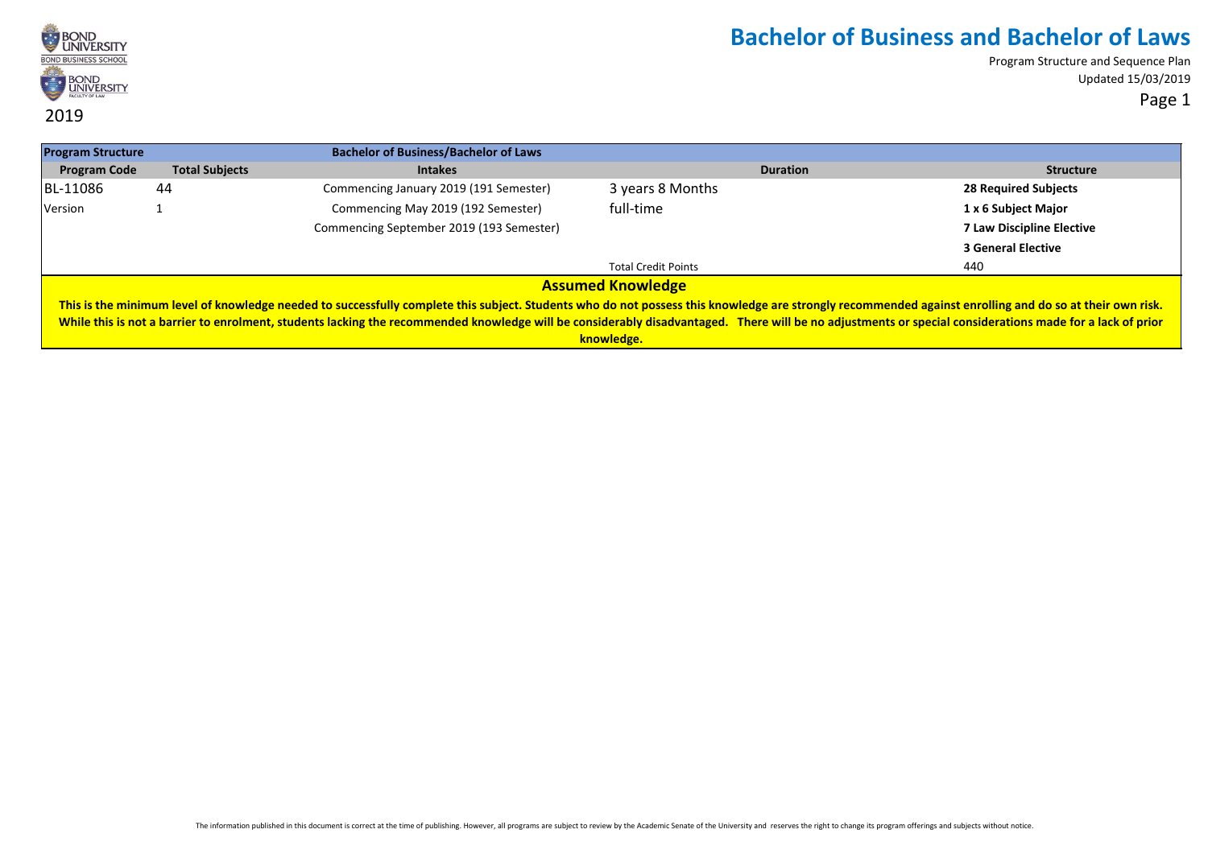2019

# Bachelor of Business and Bachelor of Laws

Program Structure and Sequence Plan

Updated 15/03/2019

| Program Structure | | Bachelor of Business/Bachelor of Laws | | |
|---|---|---|---|---|
| **Program Code** | **Total Subjects** | **Intakes** | **Duration** | **Structure** |
| BL-11086 | 44 | Commencing January 2019 (191 Semester) | 3 years 8 Months | **28 Required Subjects** |
| Version | 1 | Commencing May 2019 (192 Semester) | full-time | **1 x 6 Subject Major** |
| | | Commencing September 2019 (193 Semester) | | **7 Law Discipline Elective** |
| | | | | **3 General Elective** |
| | | | Total Credit Points | 440 |

## Assumed Knowledge

**This is the minimum level of knowledge needed to successfully complete this subject. Students who do not possess this knowledge are strongly recommended against enrolling and do so at their own risk. While this is not a barrier to enrolment, students lacking the recommended knowledge will be considerably disadvantaged. There will be no adjustments or special considerations made for a lack of prior knowledge.**

The information published in this document is correct at the time of publishing. However, all programs are subject to review by the Academic Senate of the University and reserves the right to change its program offerings and subjects without notice.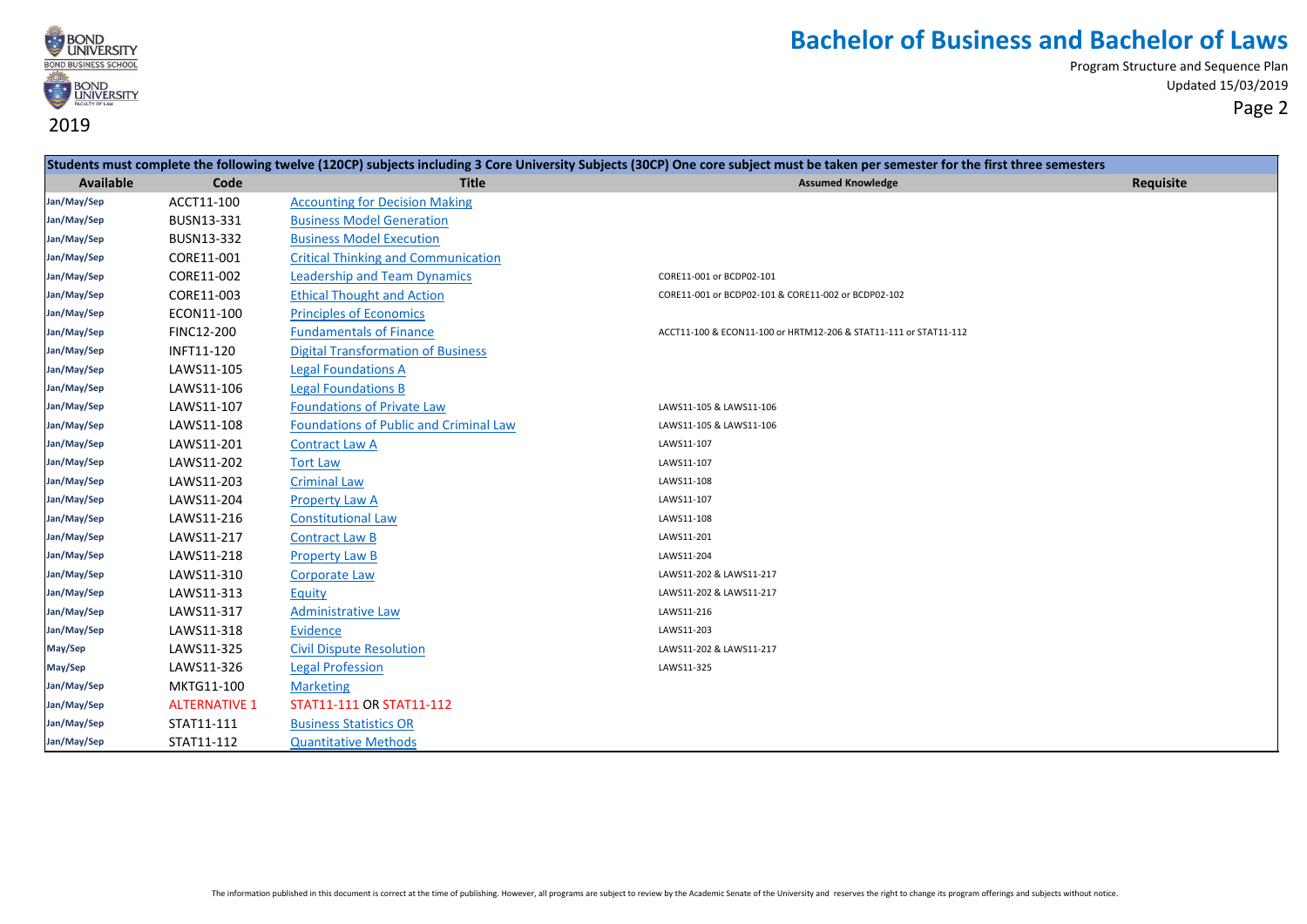# Bachelor of Business and Bachelor of Laws

Program Structure and Sequence Plan

Updated 15/03/2019

2019

| Students must complete the following twelve (120CP) subjects including 3 Core University Subjects (30CP) One core subject must be taken per semester for the first three semesters | | | | |
|---|---|---|---|---|
| **Available** | **Code** | **Title** | **Assumed Knowledge** | **Requisite** |
| Jan/May/Sep | ACCT11-100 | Accounting for Decision Making | | |
| Jan/May/Sep | BUSN13-331 | Business Model Generation | | |
| Jan/May/Sep | BUSN13-332 | Business Model Execution | | |
| Jan/May/Sep | CORE11-001 | Critical Thinking and Communication | | |
| Jan/May/Sep | CORE11-002 | Leadership and Team Dynamics | CORE11-001 or BCDP02-101 | |
| Jan/May/Sep | CORE11-003 | Ethical Thought and Action | CORE11-001 or BCDP02-101 & CORE11-002 or BCDP02-102 | |
| Jan/May/Sep | ECON11-100 | Principles of Economics | | |
| Jan/May/Sep | FINC12-200 | Fundamentals of Finance | ACCT11-100 & ECON11-100 or HRTM12-206 & STAT11-111 or STAT11-112 | |
| Jan/May/Sep | INFT11-120 | Digital Transformation of Business | | |
| Jan/May/Sep | LAWS11-105 | Legal Foundations A | | |
| Jan/May/Sep | LAWS11-106 | Legal Foundations B | | |
| Jan/May/Sep | LAWS11-107 | Foundations of Private Law | LAWS11-105 & LAWS11-106 | |
| Jan/May/Sep | LAWS11-108 | Foundations of Public and Criminal Law | LAWS11-105 & LAWS11-106 | |
| Jan/May/Sep | LAWS11-201 | Contract Law A | LAWS11-107 | |
| Jan/May/Sep | LAWS11-202 | Tort Law | LAWS11-107 | |
| Jan/May/Sep | LAWS11-203 | Criminal Law | LAWS11-108 | |
| Jan/May/Sep | LAWS11-204 | Property Law A | LAWS11-107 | |
| Jan/May/Sep | LAWS11-216 | Constitutional Law | LAWS11-108 | |
| Jan/May/Sep | LAWS11-217 | Contract Law B | LAWS11-201 | |
| Jan/May/Sep | LAWS11-218 | Property Law B | LAWS11-204 | |
| Jan/May/Sep | LAWS11-310 | Corporate Law | LAWS11-202 & LAWS11-217 | |
| Jan/May/Sep | LAWS11-313 | Equity | LAWS11-202 & LAWS11-217 | |
| Jan/May/Sep | LAWS11-317 | Administrative Law | LAWS11-216 | |
| Jan/May/Sep | LAWS11-318 | Evidence | LAWS11-203 | |
| May/Sep | LAWS11-325 | Civil Dispute Resolution | LAWS11-202 & LAWS11-217 | |
| May/Sep | LAWS11-326 | Legal Profession | LAWS11-325 | |
| Jan/May/Sep | MKTG11-100 | Marketing | | |
| Jan/May/Sep | ALTERNATIVE 1 | STAT11-111 OR STAT11-112 | | |
| Jan/May/Sep | STAT11-111 | Business Statistics OR | | |
| Jan/May/Sep | STAT11-112 | Quantitative Methods | | |

The information published in this document is correct at the time of publishing. However, all programs are subject to review by the Academic Senate of the University and reserves the right to change its program offerings and subjects without notice.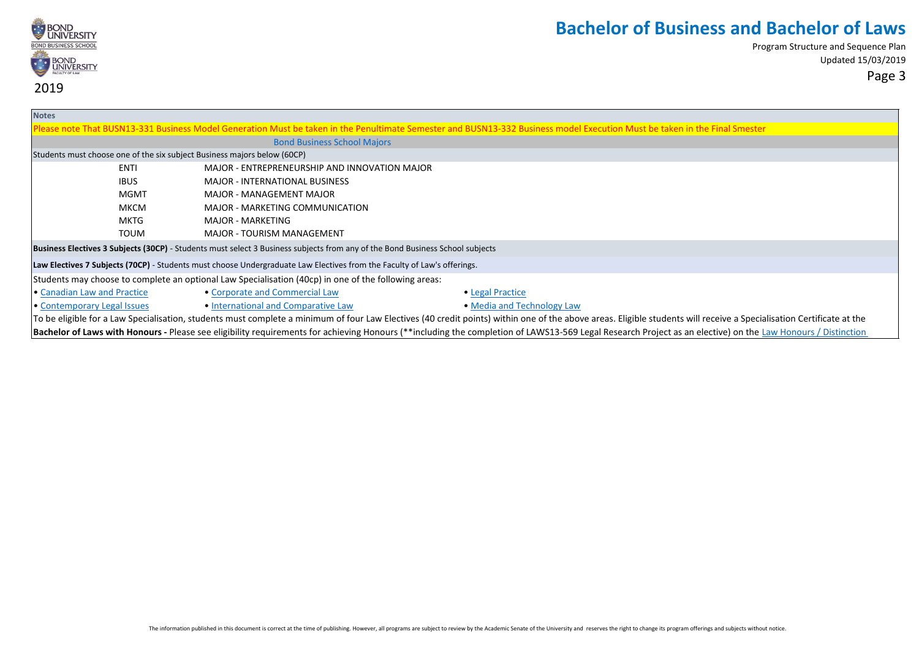# Bachelor of Business and Bachelor of Laws

Program Structure and Sequence Plan
Updated 15/03/2019

2019

**Notes**

Please note That BUSN13-331 Business Model Generation Must be taken in the Penultimate Semester and BUSN13-332 Business model Execution Must be taken in the Final Smester

### Bond Business School Majors

Students must choose one of the six subject Business majors below (60CP)

| | |
|---|---|
| ENTI | MAJOR - ENTREPRENEURSHIP AND INNOVATION MAJOR |
| IBUS | MAJOR - INTERNATIONAL BUSINESS |
| MGMT | MAJOR - MANAGEMENT MAJOR |
| MKCM | MAJOR - MARKETING COMMUNICATION |
| MKTG | MAJOR - MARKETING |
| TOUM | MAJOR - TOURISM MANAGEMENT |

**Business Electives 3 Subjects (30CP)** - Students must select 3 Business subjects from any of the Bond Business School subjects

**Law Electives 7 Subjects (70CP)** - Students must choose Undergraduate Law Electives from the Faculty of Law's offerings.

Students may choose to complete an optional Law Specialisation (40cp) in one of the following areas:

- Canadian Law and Practice
- Corporate and Commercial Law
- Legal Practice
- Contemporary Legal Issues
- International and Comparative Law
- Media and Technology Law

To be eligible for a Law Specialisation, students must complete a minimum of four Law Electives (40 credit points) within one of the above areas. Eligible students will receive a Specialisation Certificate at the

**Bachelor of Laws with Honours -** Please see eligibility requirements for achieving Honours (**including the completion of LAWS13-569 Legal Research Project as an elective) on the Law Honours / Distinction

The information published in this document is correct at the time of publishing. However, all programs are subject to review by the Academic Senate of the University and reserves the right to change its program offerings and subjects without notice.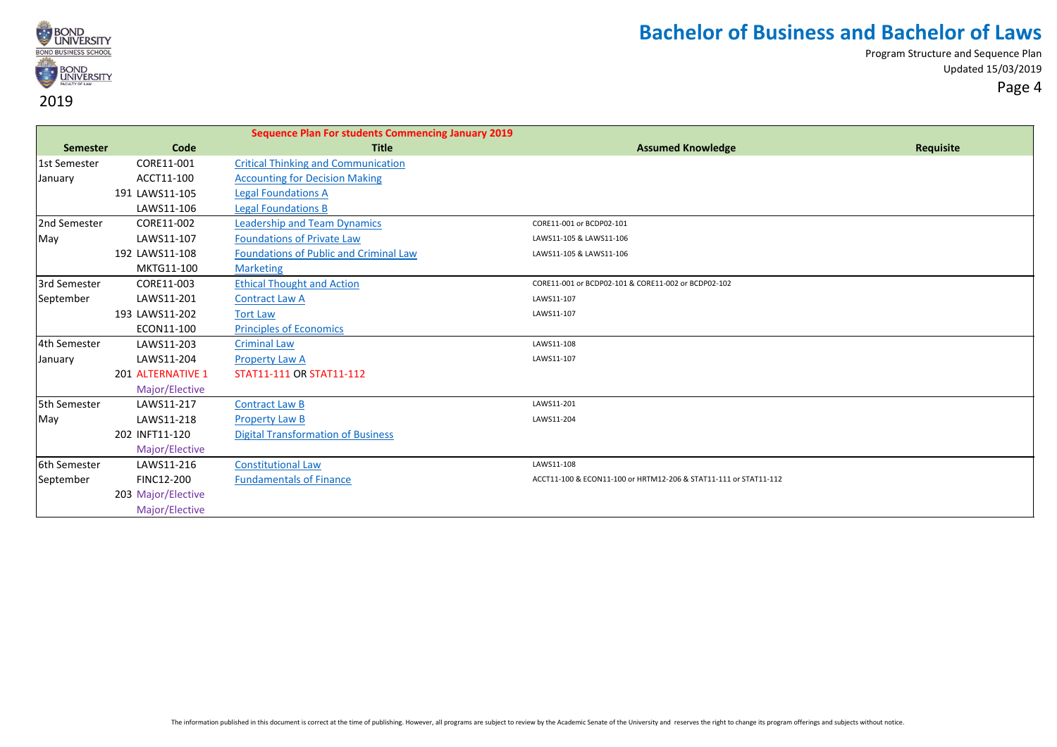# Bachelor of Business and Bachelor of Laws

Program Structure and Sequence Plan

Updated 15/03/2019

2019

| Sequence Plan For students Commencing January 2019 | | | | |
|---|---|---|---|---|
| **Semester** | **Code** | **Title** | **Assumed Knowledge** | **Requisite** |
| 1st Semester | CORE11-001 | Critical Thinking and Communication | | |
| January | ACCT11-100 | Accounting for Decision Making | | |
| | 191 LAWS11-105 | Legal Foundations A | | |
| | LAWS11-106 | Legal Foundations B | | |
| 2nd Semester | CORE11-002 | Leadership and Team Dynamics | CORE11-001 or BCDP02-101 | |
| May | LAWS11-107 | Foundations of Private Law | LAWS11-105 & LAWS11-106 | |
| | 192 LAWS11-108 | Foundations of Public and Criminal Law | LAWS11-105 & LAWS11-106 | |
| | MKTG11-100 | Marketing | | |
| 3rd Semester | CORE11-003 | Ethical Thought and Action | CORE11-001 or BCDP02-101 & CORE11-002 or BCDP02-102 | |
| September | LAWS11-201 | Contract Law A | LAWS11-107 | |
| | 193 LAWS11-202 | Tort Law | LAWS11-107 | |
| | ECON11-100 | Principles of Economics | | |
| 4th Semester | LAWS11-203 | Criminal Law | LAWS11-108 | |
| January | LAWS11-204 | Property Law A | LAWS11-107 | |
| | 201 ALTERNATIVE 1 | STAT11-111 OR STAT11-112 | | |
| | Major/Elective | | | |
| 5th Semester | LAWS11-217 | Contract Law B | LAWS11-201 | |
| May | LAWS11-218 | Property Law B | LAWS11-204 | |
| | 202 INFT11-120 | Digital Transformation of Business | | |
| | Major/Elective | | | |
| 6th Semester | LAWS11-216 | Constitutional Law | LAWS11-108 | |
| September | FINC12-200 | Fundamentals of Finance | ACCT11-100 & ECON11-100 or HRTM12-206 & STAT11-111 or STAT11-112 | |
| | 203 Major/Elective | | | |
| | Major/Elective | | | |

The information published in this document is correct at the time of publishing. However, all programs are subject to review by the Academic Senate of the University and reserves the right to change its program offerings and subjects without notice.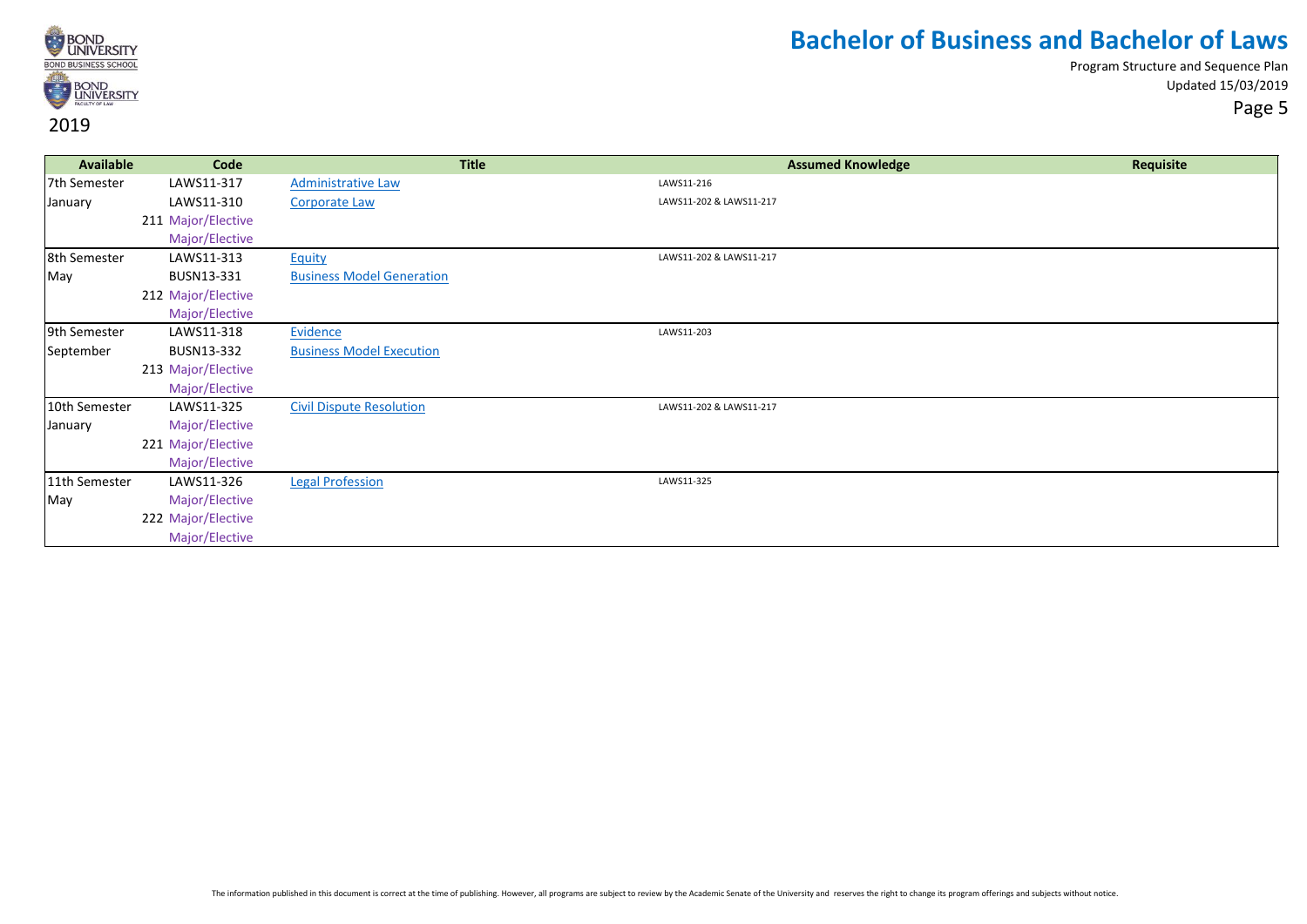# Bachelor of Business and Bachelor of Laws

Program Structure and Sequence Plan

Updated 15/03/2019

2019

| Available | Code | Title | Assumed Knowledge | Requisite |
|---|---|---|---|---|
| 7th Semester | LAWS11-317 | Administrative Law | LAWS11-216 | |
| January | LAWS11-310 | Corporate Law | LAWS11-202 & LAWS11-217 | |
| | 211 Major/Elective | | | |
| | Major/Elective | | | |
| 8th Semester | LAWS11-313 | Equity | LAWS11-202 & LAWS11-217 | |
| May | BUSN13-331 | Business Model Generation | | |
| | 212 Major/Elective | | | |
| | Major/Elective | | | |
| 9th Semester | LAWS11-318 | Evidence | LAWS11-203 | |
| September | BUSN13-332 | Business Model Execution | | |
| | 213 Major/Elective | | | |
| | Major/Elective | | | |
| 10th Semester | LAWS11-325 | Civil Dispute Resolution | LAWS11-202 & LAWS11-217 | |
| January | Major/Elective | | | |
| | 221 Major/Elective | | | |
| | Major/Elective | | | |
| 11th Semester | LAWS11-326 | Legal Profession | LAWS11-325 | |
| May | Major/Elective | | | |
| | 222 Major/Elective | | | |
| | Major/Elective | | | |

The information published in this document is correct at the time of publishing. However, all programs are subject to review by the Academic Senate of the University and reserves the right to change its program offerings and subjects without notice.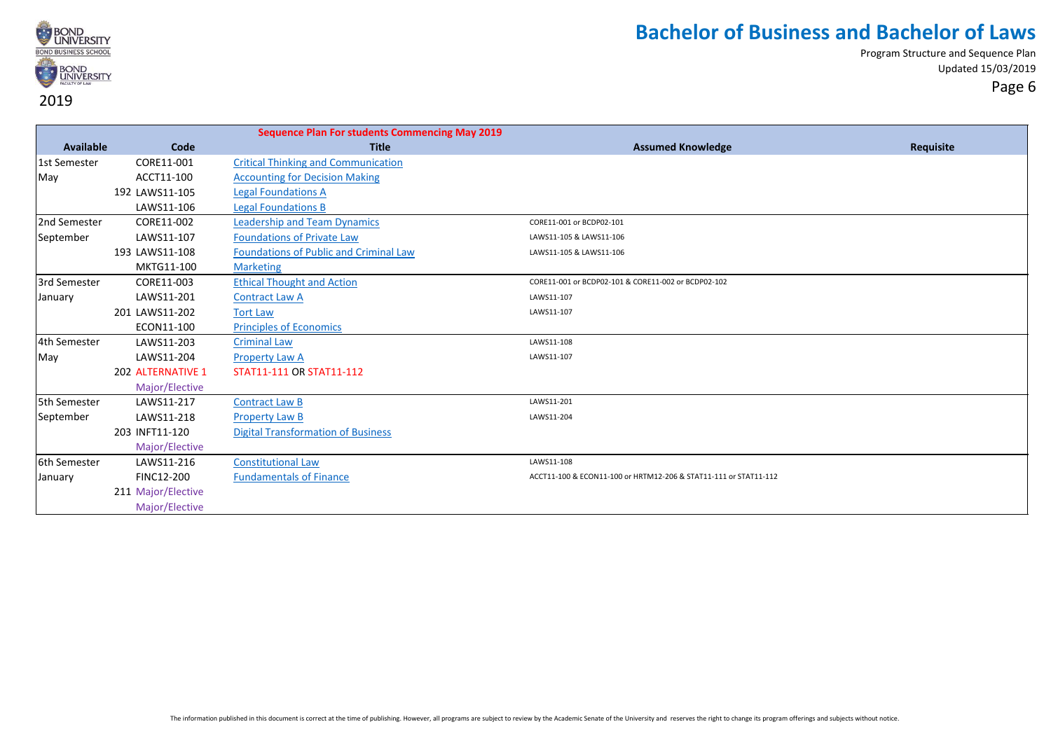# Bachelor of Business and Bachelor of Laws

Program Structure and Sequence Plan
Updated 15/03/2019

2019

| Available | Code | Title | Assumed Knowledge | Requisite |
|---|---|---|---|---|
| | | **Sequence Plan For students Commencing May 2019** | | |
| 1st Semester | CORE11-001 | Critical Thinking and Communication | | |
| May | ACCT11-100 | Accounting for Decision Making | | |
| | 192 LAWS11-105 | Legal Foundations A | | |
| | LAWS11-106 | Legal Foundations B | | |
| 2nd Semester | CORE11-002 | Leadership and Team Dynamics | CORE11-001 or BCDP02-101 | |
| September | LAWS11-107 | Foundations of Private Law | LAWS11-105 & LAWS11-106 | |
| | 193 LAWS11-108 | Foundations of Public and Criminal Law | LAWS11-105 & LAWS11-106 | |
| | MKTG11-100 | Marketing | | |
| 3rd Semester | CORE11-003 | Ethical Thought and Action | CORE11-001 or BCDP02-101 & CORE11-002 or BCDP02-102 | |
| January | LAWS11-201 | Contract Law A | LAWS11-107 | |
| | 201 LAWS11-202 | Tort Law | LAWS11-107 | |
| | ECON11-100 | Principles of Economics | | |
| 4th Semester | LAWS11-203 | Criminal Law | LAWS11-108 | |
| May | LAWS11-204 | Property Law A | LAWS11-107 | |
| | 202 ALTERNATIVE 1 | STAT11-111 OR STAT11-112 | | |
| | Major/Elective | | | |
| 5th Semester | LAWS11-217 | Contract Law B | LAWS11-201 | |
| September | LAWS11-218 | Property Law B | LAWS11-204 | |
| | 203 INFT11-120 | Digital Transformation of Business | | |
| | Major/Elective | | | |
| 6th Semester | LAWS11-216 | Constitutional Law | LAWS11-108 | |
| January | FINC12-200 | Fundamentals of Finance | ACCT11-100 & ECON11-100 or HRTM12-206 & STAT11-111 or STAT11-112 | |
| | 211 Major/Elective | | | |
| | Major/Elective | | | |

The information published in this document is correct at the time of publishing. However, all programs are subject to review by the Academic Senate of the University and reserves the right to change its program offerings and subjects without notice.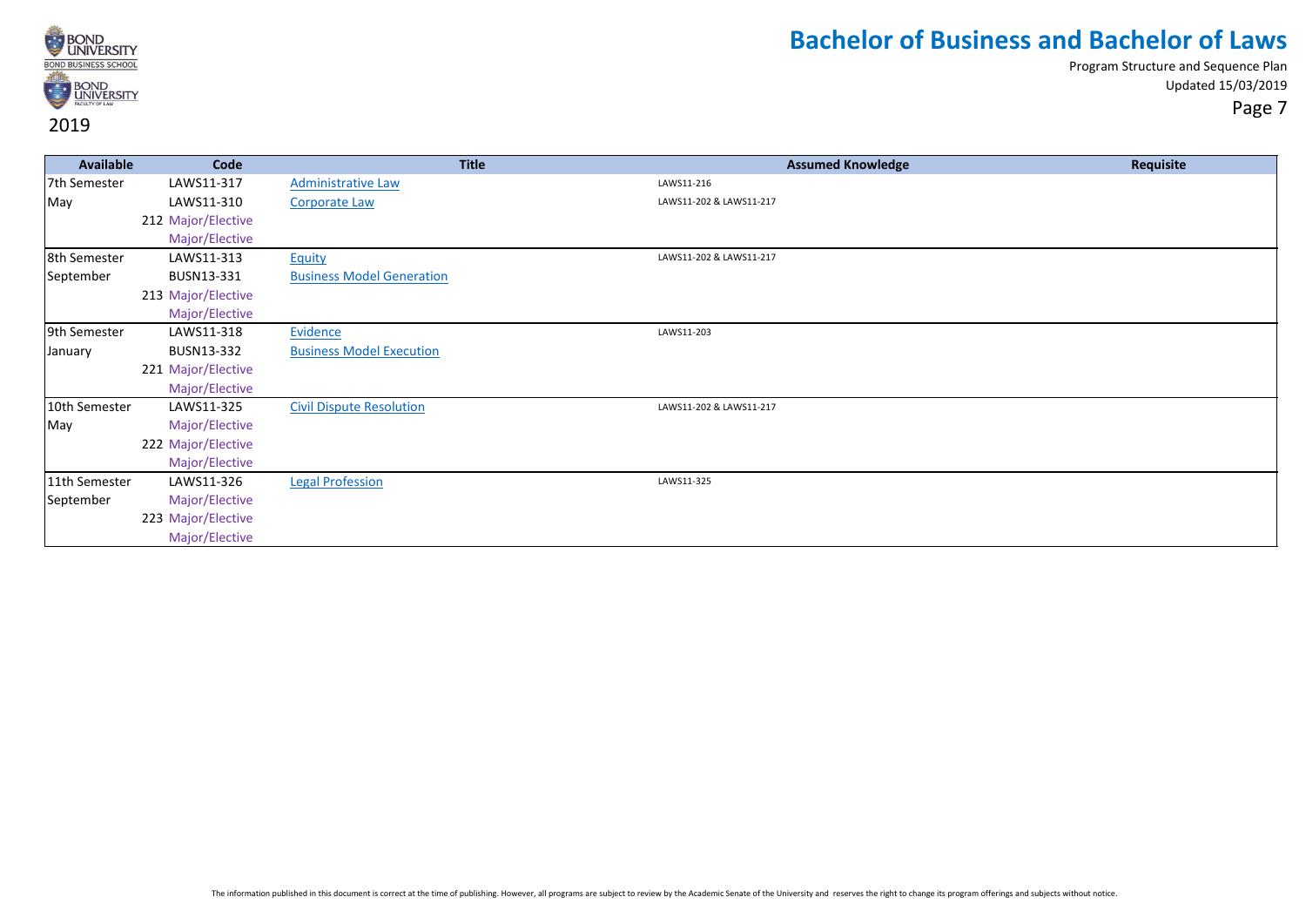# Bachelor of Business and Bachelor of Laws

Program Structure and Sequence Plan

Updated 15/03/2019

2019

| Available | Code | Title | Assumed Knowledge | Requisite |
|---|---|---|---|---|
| 7th Semester | LAWS11-317 | Administrative Law | LAWS11-216 | |
| May | LAWS11-310 | Corporate Law | LAWS11-202 & LAWS11-217 | |
| | 212 Major/Elective | | | |
| | Major/Elective | | | |
| 8th Semester | LAWS11-313 | Equity | LAWS11-202 & LAWS11-217 | |
| September | BUSN13-331 | Business Model Generation | | |
| | 213 Major/Elective | | | |
| | Major/Elective | | | |
| 9th Semester | LAWS11-318 | Evidence | LAWS11-203 | |
| January | BUSN13-332 | Business Model Execution | | |
| | 221 Major/Elective | | | |
| | Major/Elective | | | |
| 10th Semester | LAWS11-325 | Civil Dispute Resolution | LAWS11-202 & LAWS11-217 | |
| May | Major/Elective | | | |
| | 222 Major/Elective | | | |
| | Major/Elective | | | |
| 11th Semester | LAWS11-326 | Legal Profession | LAWS11-325 | |
| September | Major/Elective | | | |
| | 223 Major/Elective | | | |
| | Major/Elective | | | |

The information published in this document is correct at the time of publishing. However, all programs are subject to review by the Academic Senate of the University and reserves the right to change its program offerings and subjects without notice.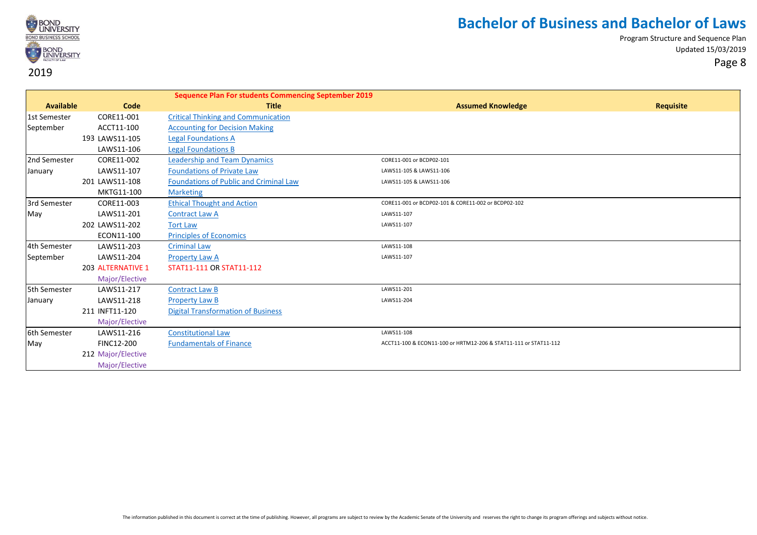# Bachelor of Business and Bachelor of Laws

Program Structure and Sequence Plan

Updated 15/03/2019

2019

| Sequence Plan For students Commencing September 2019 | | | | |
|---|---|---|---|---|
| **Available** | **Code** | **Title** | **Assumed Knowledge** | **Requisite** |
| 1st Semester | CORE11-001 | Critical Thinking and Communication | | |
| September | ACCT11-100 | Accounting for Decision Making | | |
| | 193 LAWS11-105 | Legal Foundations A | | |
| | LAWS11-106 | Legal Foundations B | | |
| 2nd Semester | CORE11-002 | Leadership and Team Dynamics | CORE11-001 or BCDP02-101 | |
| January | LAWS11-107 | Foundations of Private Law | LAWS11-105 & LAWS11-106 | |
| | 201 LAWS11-108 | Foundations of Public and Criminal Law | LAWS11-105 & LAWS11-106 | |
| | MKTG11-100 | Marketing | | |
| 3rd Semester | CORE11-003 | Ethical Thought and Action | CORE11-001 or BCDP02-101 & CORE11-002 or BCDP02-102 | |
| May | LAWS11-201 | Contract Law A | LAWS11-107 | |
| | 202 LAWS11-202 | Tort Law | LAWS11-107 | |
| | ECON11-100 | Principles of Economics | | |
| 4th Semester | LAWS11-203 | Criminal Law | LAWS11-108 | |
| September | LAWS11-204 | Property Law A | LAWS11-107 | |
| | 203 ALTERNATIVE 1 | STAT11-111 OR STAT11-112 | | |
| | Major/Elective | | | |
| 5th Semester | LAWS11-217 | Contract Law B | LAWS11-201 | |
| January | LAWS11-218 | Property Law B | LAWS11-204 | |
| | 211 INFT11-120 | Digital Transformation of Business | | |
| | Major/Elective | | | |
| 6th Semester | LAWS11-216 | Constitutional Law | LAWS11-108 | |
| May | FINC12-200 | Fundamentals of Finance | ACCT11-100 & ECON11-100 or HRTM12-206 & STAT11-111 or STAT11-112 | |
| | 212 Major/Elective | | | |
| | Major/Elective | | | |

The information published in this document is correct at the time of publishing. However, all programs are subject to review by the Academic Senate of the University and reserves the right to change its program offerings and subjects without notice.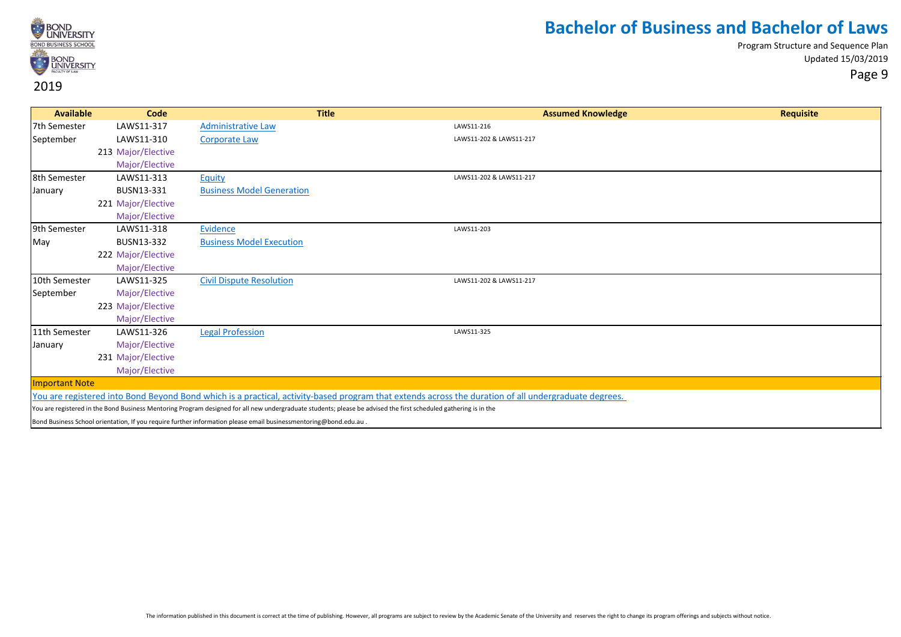# Bachelor of Business and Bachelor of Laws

Program Structure and Sequence Plan
Updated 15/03/2019

2019

| Available | Code | Title | Assumed Knowledge | Requisite |
|---|---|---|---|---|
| 7th Semester | LAWS11-317 | Administrative Law | LAWS11-216 | |
| September | LAWS11-310 | Corporate Law | LAWS11-202 & LAWS11-217 | |
| | 213 Major/Elective | | | |
| | Major/Elective | | | |
| 8th Semester | LAWS11-313 | Equity | LAWS11-202 & LAWS11-217 | |
| January | BUSN13-331 | Business Model Generation | | |
| | 221 Major/Elective | | | |
| | Major/Elective | | | |
| 9th Semester | LAWS11-318 | Evidence | LAWS11-203 | |
| May | BUSN13-332 | Business Model Execution | | |
| | 222 Major/Elective | | | |
| | Major/Elective | | | |
| 10th Semester | LAWS11-325 | Civil Dispute Resolution | LAWS11-202 & LAWS11-217 | |
| September | Major/Elective | | | |
| | 223 Major/Elective | | | |
| | Major/Elective | | | |
| 11th Semester | LAWS11-326 | Legal Profession | LAWS11-325 | |
| January | Major/Elective | | | |
| | 231 Major/Elective | | | |
| | Major/Elective | | | |

**Important Note**

You are registered into Bond Beyond Bond which is a practical, activity-based program that extends across the duration of all undergraduate degrees.

You are registered in the Bond Business Mentoring Program designed for all new undergraduate students; please be advised the first scheduled gathering is in the Bond Business School orientation, If you require further information please email businessmentoring@bond.edu.au .

The information published in this document is correct at the time of publishing. However, all programs are subject to review by the Academic Senate of the University and reserves the right to change its program offerings and subjects without notice.